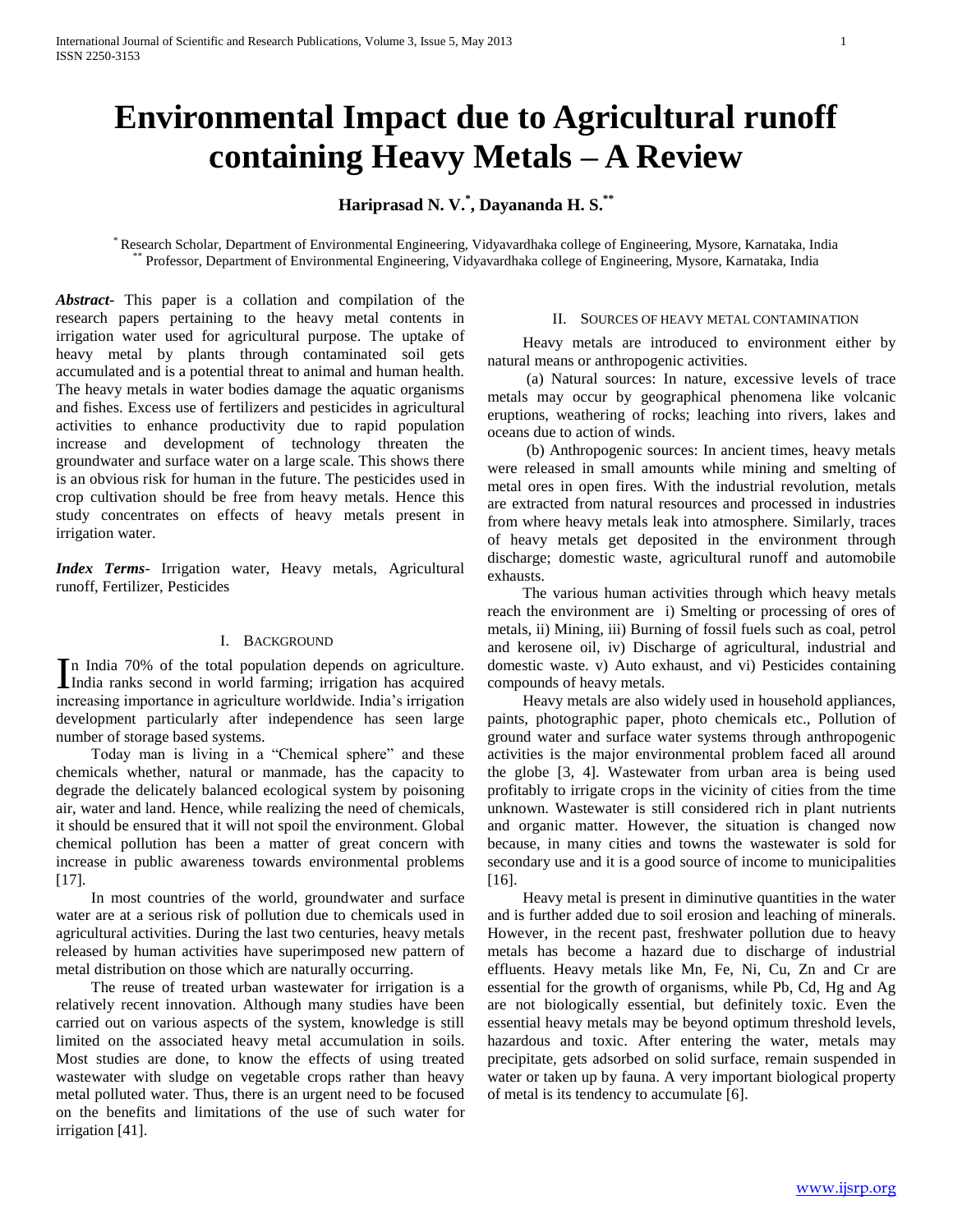# Environmental Impact due to Agricultural runoff containing Heavy Metals – A Review

**Hariprasad N. V.[*], Dayananda H. S.[**]**

[*] Research Scholar, Department of Environmental Engineering, Vidyavardhaka college of Engineering, Mysore, Karnataka, India
[**] Professor, Department of Environmental Engineering, Vidyavardhaka college of Engineering, Mysore, Karnataka, India

***Abstract-*** This paper is a collation and compilation of the research papers pertaining to the heavy metal contents in irrigation water used for agricultural purpose. The uptake of heavy metal by plants through contaminated soil gets accumulated and is a potential threat to animal and human health. The heavy metals in water bodies damage the aquatic organisms and fishes. Excess use of fertilizers and pesticides in agricultural activities to enhance productivity due to rapid population increase and development of technology threaten the groundwater and surface water on a large scale. This shows there is an obvious risk for human in the future. The pesticides used in crop cultivation should be free from heavy metals. Hence this study concentrates on effects of heavy metals present in irrigation water.

***Index Terms-*** Irrigation water, Heavy metals, Agricultural runoff, Fertilizer, Pesticides

## I. Background

In India 70% of the total population depends on agriculture. India ranks second in world farming; irrigation has acquired increasing importance in agriculture worldwide. India's irrigation development particularly after independence has seen large number of storage based systems.

Today man is living in a "Chemical sphere" and these chemicals whether, natural or manmade, has the capacity to degrade the delicately balanced ecological system by poisoning air, water and land. Hence, while realizing the need of chemicals, it should be ensured that it will not spoil the environment. Global chemical pollution has been a matter of great concern with increase in public awareness towards environmental problems [17].

In most countries of the world, groundwater and surface water are at a serious risk of pollution due to chemicals used in agricultural activities. During the last two centuries, heavy metals released by human activities have superimposed new pattern of metal distribution on those which are naturally occurring.

The reuse of treated urban wastewater for irrigation is a relatively recent innovation. Although many studies have been carried out on various aspects of the system, knowledge is still limited on the associated heavy metal accumulation in soils. Most studies are done, to know the effects of using treated wastewater with sludge on vegetable crops rather than heavy metal polluted water. Thus, there is an urgent need to be focused on the benefits and limitations of the use of such water for irrigation [41].

## II. Sources of Heavy Metal Contamination

Heavy metals are introduced to environment either by natural means or anthropogenic activities.

(a) Natural sources: In nature, excessive levels of trace metals may occur by geographical phenomena like volcanic eruptions, weathering of rocks; leaching into rivers, lakes and oceans due to action of winds.

(b) Anthropogenic sources: In ancient times, heavy metals were released in small amounts while mining and smelting of metal ores in open fires. With the industrial revolution, metals are extracted from natural resources and processed in industries from where heavy metals leak into atmosphere. Similarly, traces of heavy metals get deposited in the environment through discharge; domestic waste, agricultural runoff and automobile exhausts.

The various human activities through which heavy metals reach the environment are i) Smelting or processing of ores of metals, ii) Mining, iii) Burning of fossil fuels such as coal, petrol and kerosene oil, iv) Discharge of agricultural, industrial and domestic waste. v) Auto exhaust, and vi) Pesticides containing compounds of heavy metals.

Heavy metals are also widely used in household appliances, paints, photographic paper, photo chemicals etc., Pollution of ground water and surface water systems through anthropogenic activities is the major environmental problem faced all around the globe [3, 4]. Wastewater from urban area is being used profitably to irrigate crops in the vicinity of cities from the time unknown. Wastewater is still considered rich in plant nutrients and organic matter. However, the situation is changed now because, in many cities and towns the wastewater is sold for secondary use and it is a good source of income to municipalities [16].

Heavy metal is present in diminutive quantities in the water and is further added due to soil erosion and leaching of minerals. However, in the recent past, freshwater pollution due to heavy metals has become a hazard due to discharge of industrial effluents. Heavy metals like Mn, Fe, Ni, Cu, Zn and Cr are essential for the growth of organisms, while Pb, Cd, Hg and Ag are not biologically essential, but definitely toxic. Even the essential heavy metals may be beyond optimum threshold levels, hazardous and toxic. After entering the water, metals may precipitate, gets adsorbed on solid surface, remain suspended in water or taken up by fauna. A very important biological property of metal is its tendency to accumulate [6].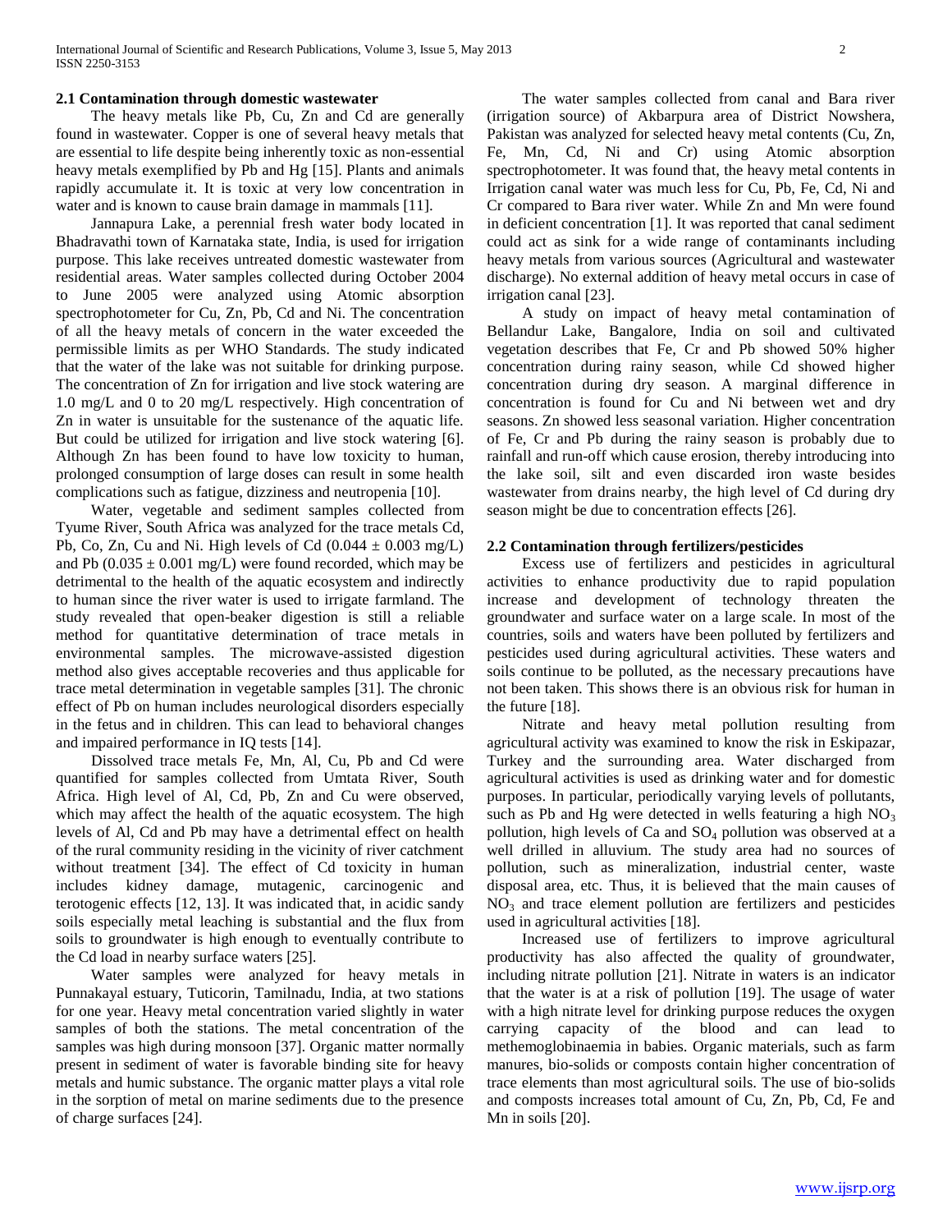### 2.1 Contamination through domestic wastewater

The heavy metals like Pb, Cu, Zn and Cd are generally found in wastewater. Copper is one of several heavy metals that are essential to life despite being inherently toxic as non-essential heavy metals exemplified by Pb and Hg [15]. Plants and animals rapidly accumulate it. It is toxic at very low concentration in water and is known to cause brain damage in mammals [11].

Jannapura Lake, a perennial fresh water body located in Bhadravathi town of Karnataka state, India, is used for irrigation purpose. This lake receives untreated domestic wastewater from residential areas. Water samples collected during October 2004 to June 2005 were analyzed using Atomic absorption spectrophotometer for Cu, Zn, Pb, Cd and Ni. The concentration of all the heavy metals of concern in the water exceeded the permissible limits as per WHO Standards. The study indicated that the water of the lake was not suitable for drinking purpose. The concentration of Zn for irrigation and live stock watering are 1.0 mg/L and 0 to 20 mg/L respectively. High concentration of Zn in water is unsuitable for the sustenance of the aquatic life. But could be utilized for irrigation and live stock watering [6]. Although Zn has been found to have low toxicity to human, prolonged consumption of large doses can result in some health complications such as fatigue, dizziness and neutropenia [10].

Water, vegetable and sediment samples collected from Tyume River, South Africa was analyzed for the trace metals Cd, Pb, Co, Zn, Cu and Ni. High levels of Cd ($0.044 \pm 0.003$ mg/L) and Pb ($0.035 \pm 0.001$ mg/L) were found recorded, which may be detrimental to the health of the aquatic ecosystem and indirectly to human since the river water is used to irrigate farmland. The study revealed that open-beaker digestion is still a reliable method for quantitative determination of trace metals in environmental samples. The microwave-assisted digestion method also gives acceptable recoveries and thus applicable for trace metal determination in vegetable samples [31]. The chronic effect of Pb on human includes neurological disorders especially in the fetus and in children. This can lead to behavioral changes and impaired performance in IQ tests [14].

Dissolved trace metals Fe, Mn, Al, Cu, Pb and Cd were quantified for samples collected from Umtata River, South Africa. High level of Al, Cd, Pb, Zn and Cu were observed, which may affect the health of the aquatic ecosystem. The high levels of Al, Cd and Pb may have a detrimental effect on health of the rural community residing in the vicinity of river catchment without treatment [34]. The effect of Cd toxicity in human includes kidney damage, mutagenic, carcinogenic and terotogenic effects [12, 13]. It was indicated that, in acidic sandy soils especially metal leaching is substantial and the flux from soils to groundwater is high enough to eventually contribute to the Cd load in nearby surface waters [25].

Water samples were analyzed for heavy metals in Punnakayal estuary, Tuticorin, Tamilnadu, India, at two stations for one year. Heavy metal concentration varied slightly in water samples of both the stations. The metal concentration of the samples was high during monsoon [37]. Organic matter normally present in sediment of water is favorable binding site for heavy metals and humic substance. The organic matter plays a vital role in the sorption of metal on marine sediments due to the presence of charge surfaces [24].

The water samples collected from canal and Bara river (irrigation source) of Akbarpura area of District Nowshera, Pakistan was analyzed for selected heavy metal contents (Cu, Zn, Fe, Mn, Cd, Ni and Cr) using Atomic absorption spectrophotometer. It was found that, the heavy metal contents in Irrigation canal water was much less for Cu, Pb, Fe, Cd, Ni and Cr compared to Bara river water. While Zn and Mn were found in deficient concentration [1]. It was reported that canal sediment could act as sink for a wide range of contaminants including heavy metals from various sources (Agricultural and wastewater discharge). No external addition of heavy metal occurs in case of irrigation canal [23].

A study on impact of heavy metal contamination of Bellandur Lake, Bangalore, India on soil and cultivated vegetation describes that Fe, Cr and Pb showed 50% higher concentration during rainy season, while Cd showed higher concentration during dry season. A marginal difference in concentration is found for Cu and Ni between wet and dry seasons. Zn showed less seasonal variation. Higher concentration of Fe, Cr and Pb during the rainy season is probably due to rainfall and run-off which cause erosion, thereby introducing into the lake soil, silt and even discarded iron waste besides wastewater from drains nearby, the high level of Cd during dry season might be due to concentration effects [26].

### 2.2 Contamination through fertilizers/pesticides

Excess use of fertilizers and pesticides in agricultural activities to enhance productivity due to rapid population increase and development of technology threaten the groundwater and surface water on a large scale. In most of the countries, soils and waters have been polluted by fertilizers and pesticides used during agricultural activities. These waters and soils continue to be polluted, as the necessary precautions have not been taken. This shows there is an obvious risk for human in the future [18].

Nitrate and heavy metal pollution resulting from agricultural activity was examined to know the risk in Eskipazar, Turkey and the surrounding area. Water discharged from agricultural activities is used as drinking water and for domestic purposes. In particular, periodically varying levels of pollutants, such as Pb and Hg were detected in wells featuring a high $NO_3$ pollution, high levels of Ca and $SO_4$ pollution was observed at a well drilled in alluvium. The study area had no sources of pollution, such as mineralization, industrial center, waste disposal area, etc. Thus, it is believed that the main causes of $NO_3$ and trace element pollution are fertilizers and pesticides used in agricultural activities [18].

Increased use of fertilizers to improve agricultural productivity has also affected the quality of groundwater, including nitrate pollution [21]. Nitrate in waters is an indicator that the water is at a risk of pollution [19]. The usage of water with a high nitrate level for drinking purpose reduces the oxygen carrying capacity of the blood and can lead to methemoglobinaemia in babies. Organic materials, such as farm manures, bio-solids or composts contain higher concentration of trace elements than most agricultural soils. The use of bio-solids and composts increases total amount of Cu, Zn, Pb, Cd, Fe and Mn in soils [20].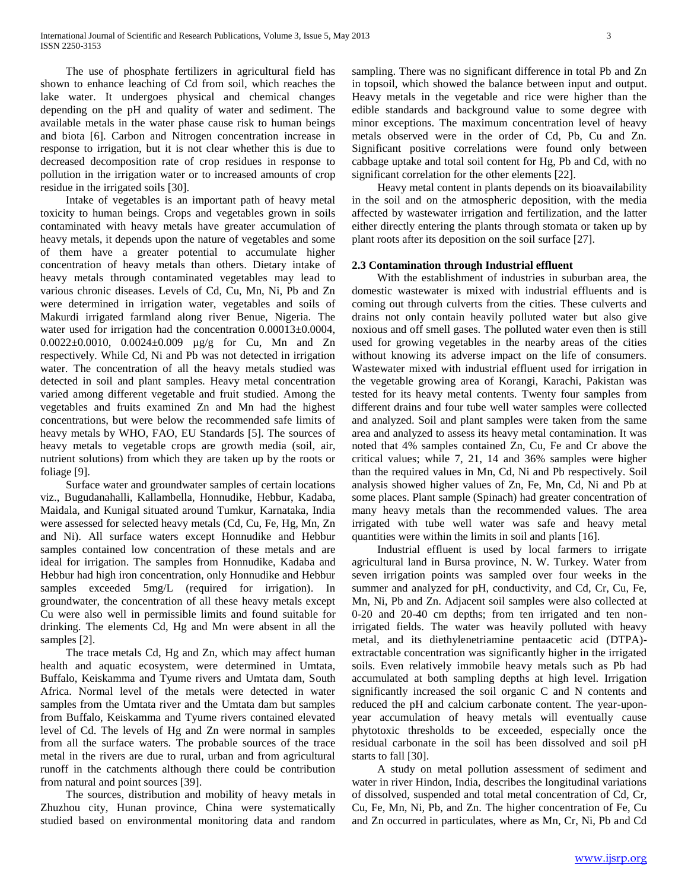The use of phosphate fertilizers in agricultural field has shown to enhance leaching of Cd from soil, which reaches the lake water. It undergoes physical and chemical changes depending on the pH and quality of water and sediment. The available metals in the water phase cause risk to human beings and biota [6]. Carbon and Nitrogen concentration increase in response to irrigation, but it is not clear whether this is due to decreased decomposition rate of crop residues in response to pollution in the irrigation water or to increased amounts of crop residue in the irrigated soils [30].

Intake of vegetables is an important path of heavy metal toxicity to human beings. Crops and vegetables grown in soils contaminated with heavy metals have greater accumulation of heavy metals, it depends upon the nature of vegetables and some of them have a greater potential to accumulate higher concentration of heavy metals than others. Dietary intake of heavy metals through contaminated vegetables may lead to various chronic diseases. Levels of Cd, Cu, Mn, Ni, Pb and Zn were determined in irrigation water, vegetables and soils of Makurdi irrigated farmland along river Benue, Nigeria. The water used for irrigation had the concentration $0.00013 \pm 0.0004$, $0.0022 \pm 0.0010$, $0.0024 \pm 0.009$ µg/g for Cu, Mn and Zn respectively. While Cd, Ni and Pb was not detected in irrigation water. The concentration of all the heavy metals studied was detected in soil and plant samples. Heavy metal concentration varied among different vegetable and fruit studied. Among the vegetables and fruits examined Zn and Mn had the highest concentrations, but were below the recommended safe limits of heavy metals by WHO, FAO, EU Standards [5]. The sources of heavy metals to vegetable crops are growth media (soil, air, nutrient solutions) from which they are taken up by the roots or foliage [9].

Surface water and groundwater samples of certain locations viz., Bugudanahalli, Kallambella, Honnudike, Hebbur, Kadaba, Maidala, and Kunigal situated around Tumkur, Karnataka, India were assessed for selected heavy metals (Cd, Cu, Fe, Hg, Mn, Zn and Ni). All surface waters except Honnudike and Hebbur samples contained low concentration of these metals and are ideal for irrigation. The samples from Honnudike, Kadaba and Hebbur had high iron concentration, only Honnudike and Hebbur samples exceeded 5mg/L (required for irrigation). In groundwater, the concentration of all these heavy metals except Cu were also well in permissible limits and found suitable for drinking. The elements Cd, Hg and Mn were absent in all the samples [2].

The trace metals Cd, Hg and Zn, which may affect human health and aquatic ecosystem, were determined in Umtata, Buffalo, Keiskamma and Tyume rivers and Umtata dam, South Africa. Normal level of the metals were detected in water samples from the Umtata river and the Umtata dam but samples from Buffalo, Keiskamma and Tyume rivers contained elevated level of Cd. The levels of Hg and Zn were normal in samples from all the surface waters. The probable sources of the trace metal in the rivers are due to rural, urban and from agricultural runoff in the catchments although there could be contribution from natural and point sources [39].

The sources, distribution and mobility of heavy metals in Zhuzhou city, Hunan province, China were systematically studied based on environmental monitoring data and random sampling. There was no significant difference in total Pb and Zn in topsoil, which showed the balance between input and output. Heavy metals in the vegetable and rice were higher than the edible standards and background value to some degree with minor exceptions. The maximum concentration level of heavy metals observed were in the order of Cd, Pb, Cu and Zn. Significant positive correlations were found only between cabbage uptake and total soil content for Hg, Pb and Cd, with no significant correlation for the other elements [22].

Heavy metal content in plants depends on its bioavailability in the soil and on the atmospheric deposition, with the media affected by wastewater irrigation and fertilization, and the latter either directly entering the plants through stomata or taken up by plant roots after its deposition on the soil surface [27].

### 2.3 Contamination through Industrial effluent

With the establishment of industries in suburban area, the domestic wastewater is mixed with industrial effluents and is coming out through culverts from the cities. These culverts and drains not only contain heavily polluted water but also give noxious and off smell gases. The polluted water even then is still used for growing vegetables in the nearby areas of the cities without knowing its adverse impact on the life of consumers. Wastewater mixed with industrial effluent used for irrigation in the vegetable growing area of Korangi, Karachi, Pakistan was tested for its heavy metal contents. Twenty four samples from different drains and four tube well water samples were collected and analyzed. Soil and plant samples were taken from the same area and analyzed to assess its heavy metal contamination. It was noted that 4% samples contained Zn, Cu, Fe and Cr above the critical values; while 7, 21, 14 and 36% samples were higher than the required values in Mn, Cd, Ni and Pb respectively. Soil analysis showed higher values of Zn, Fe, Mn, Cd, Ni and Pb at some places. Plant sample (Spinach) had greater concentration of many heavy metals than the recommended values. The area irrigated with tube well water was safe and heavy metal quantities were within the limits in soil and plants [16].

Industrial effluent is used by local farmers to irrigate agricultural land in Bursa province, N. W. Turkey. Water from seven irrigation points was sampled over four weeks in the summer and analyzed for pH, conductivity, and Cd, Cr, Cu, Fe, Mn, Ni, Pb and Zn. Adjacent soil samples were also collected at 0-20 and 20-40 cm depths; from ten irrigated and ten non-irrigated fields. The water was heavily polluted with heavy metal, and its diethylenetriamine pentaacetic acid (DTPA)-extractable concentration was significantly higher in the irrigated soils. Even relatively immobile heavy metals such as Pb had accumulated at both sampling depths at high level. Irrigation significantly increased the soil organic C and N contents and reduced the pH and calcium carbonate content. The year-upon-year accumulation of heavy metals will eventually cause phytotoxic thresholds to be exceeded, especially once the residual carbonate in the soil has been dissolved and soil pH starts to fall [30].

A study on metal pollution assessment of sediment and water in river Hindon, India, describes the longitudinal variations of dissolved, suspended and total metal concentration of Cd, Cr, Cu, Fe, Mn, Ni, Pb, and Zn. The higher concentration of Fe, Cu and Zn occurred in particulates, where as Mn, Cr, Ni, Pb and Cd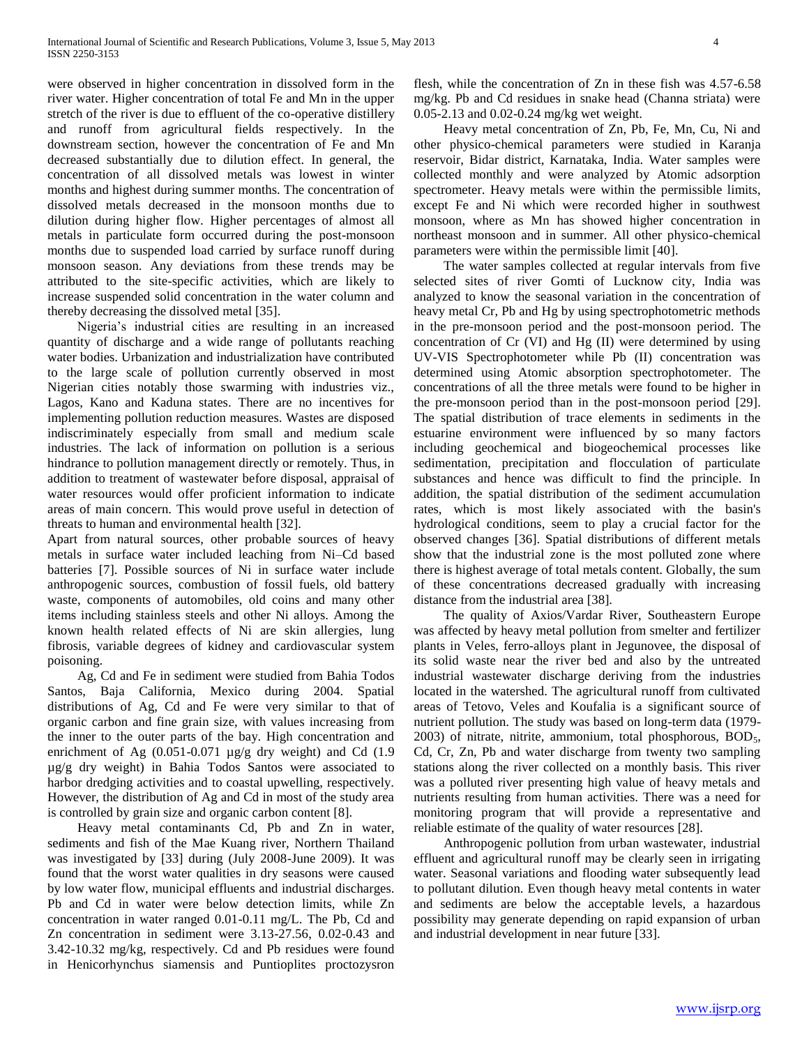were observed in higher concentration in dissolved form in the river water. Higher concentration of total Fe and Mn in the upper stretch of the river is due to effluent of the co-operative distillery and runoff from agricultural fields respectively. In the downstream section, however the concentration of Fe and Mn decreased substantially due to dilution effect. In general, the concentration of all dissolved metals was lowest in winter months and highest during summer months. The concentration of dissolved metals decreased in the monsoon months due to dilution during higher flow. Higher percentages of almost all metals in particulate form occurred during the post-monsoon months due to suspended load carried by surface runoff during monsoon season. Any deviations from these trends may be attributed to the site-specific activities, which are likely to increase suspended solid concentration in the water column and thereby decreasing the dissolved metal [35].

Nigeria's industrial cities are resulting in an increased quantity of discharge and a wide range of pollutants reaching water bodies. Urbanization and industrialization have contributed to the large scale of pollution currently observed in most Nigerian cities notably those swarming with industries viz., Lagos, Kano and Kaduna states. There are no incentives for implementing pollution reduction measures. Wastes are disposed indiscriminately especially from small and medium scale industries. The lack of information on pollution is a serious hindrance to pollution management directly or remotely. Thus, in addition to treatment of wastewater before disposal, appraisal of water resources would offer proficient information to indicate areas of main concern. This would prove useful in detection of threats to human and environmental health [32].

Apart from natural sources, other probable sources of heavy metals in surface water included leaching from Ni–Cd based batteries [7]. Possible sources of Ni in surface water include anthropogenic sources, combustion of fossil fuels, old battery waste, components of automobiles, old coins and many other items including stainless steels and other Ni alloys. Among the known health related effects of Ni are skin allergies, lung fibrosis, variable degrees of kidney and cardiovascular system poisoning.

Ag, Cd and Fe in sediment were studied from Bahia Todos Santos, Baja California, Mexico during 2004. Spatial distributions of Ag, Cd and Fe were very similar to that of organic carbon and fine grain size, with values increasing from the inner to the outer parts of the bay. High concentration and enrichment of Ag (0.051-0.071 µg/g dry weight) and Cd (1.9 µg/g dry weight) in Bahia Todos Santos were associated to harbor dredging activities and to coastal upwelling, respectively. However, the distribution of Ag and Cd in most of the study area is controlled by grain size and organic carbon content [8].

Heavy metal contaminants Cd, Pb and Zn in water, sediments and fish of the Mae Kuang river, Northern Thailand was investigated by [33] during (July 2008-June 2009). It was found that the worst water qualities in dry seasons were caused by low water flow, municipal effluents and industrial discharges. Pb and Cd in water were below detection limits, while Zn concentration in water ranged 0.01-0.11 mg/L. The Pb, Cd and Zn concentration in sediment were 3.13-27.56, 0.02-0.43 and 3.42-10.32 mg/kg, respectively. Cd and Pb residues were found in Henicorhynchus siamensis and Puntioplites proctozysron flesh, while the concentration of Zn in these fish was 4.57-6.58 mg/kg. Pb and Cd residues in snake head (Channa striata) were 0.05-2.13 and 0.02-0.24 mg/kg wet weight.

Heavy metal concentration of Zn, Pb, Fe, Mn, Cu, Ni and other physico-chemical parameters were studied in Karanja reservoir, Bidar district, Karnataka, India. Water samples were collected monthly and were analyzed by Atomic adsorption spectrometer. Heavy metals were within the permissible limits, except Fe and Ni which were recorded higher in southwest monsoon, where as Mn has showed higher concentration in northeast monsoon and in summer. All other physico-chemical parameters were within the permissible limit [40].

The water samples collected at regular intervals from five selected sites of river Gomti of Lucknow city, India was analyzed to know the seasonal variation in the concentration of heavy metal Cr, Pb and Hg by using spectrophotometric methods in the pre-monsoon period and the post-monsoon period. The concentration of Cr (VI) and Hg (II) were determined by using UV-VIS Spectrophotometer while Pb (II) concentration was determined using Atomic absorption spectrophotometer. The concentrations of all the three metals were found to be higher in the pre-monsoon period than in the post-monsoon period [29]. The spatial distribution of trace elements in sediments in the estuarine environment were influenced by so many factors including geochemical and biogeochemical processes like sedimentation, precipitation and flocculation of particulate substances and hence was difficult to find the principle. In addition, the spatial distribution of the sediment accumulation rates, which is most likely associated with the basin's hydrological conditions, seem to play a crucial factor for the observed changes [36]. Spatial distributions of different metals show that the industrial zone is the most polluted zone where there is highest average of total metals content. Globally, the sum of these concentrations decreased gradually with increasing distance from the industrial area [38].

The quality of Axios/Vardar River, Southeastern Europe was affected by heavy metal pollution from smelter and fertilizer plants in Veles, ferro-alloys plant in Jegunovee, the disposal of its solid waste near the river bed and also by the untreated industrial wastewater discharge deriving from the industries located in the watershed. The agricultural runoff from cultivated areas of Tetovo, Veles and Koufalia is a significant source of nutrient pollution. The study was based on long-term data (1979-2003) of nitrate, nitrite, ammonium, total phosphorous, $BOD_5$, Cd, Cr, Zn, Pb and water discharge from twenty two sampling stations along the river collected on a monthly basis. This river was a polluted river presenting high value of heavy metals and nutrients resulting from human activities. There was a need for monitoring program that will provide a representative and reliable estimate of the quality of water resources [28].

Anthropogenic pollution from urban wastewater, industrial effluent and agricultural runoff may be clearly seen in irrigating water. Seasonal variations and flooding water subsequently lead to pollutant dilution. Even though heavy metal contents in water and sediments are below the acceptable levels, a hazardous possibility may generate depending on rapid expansion of urban and industrial development in near future [33].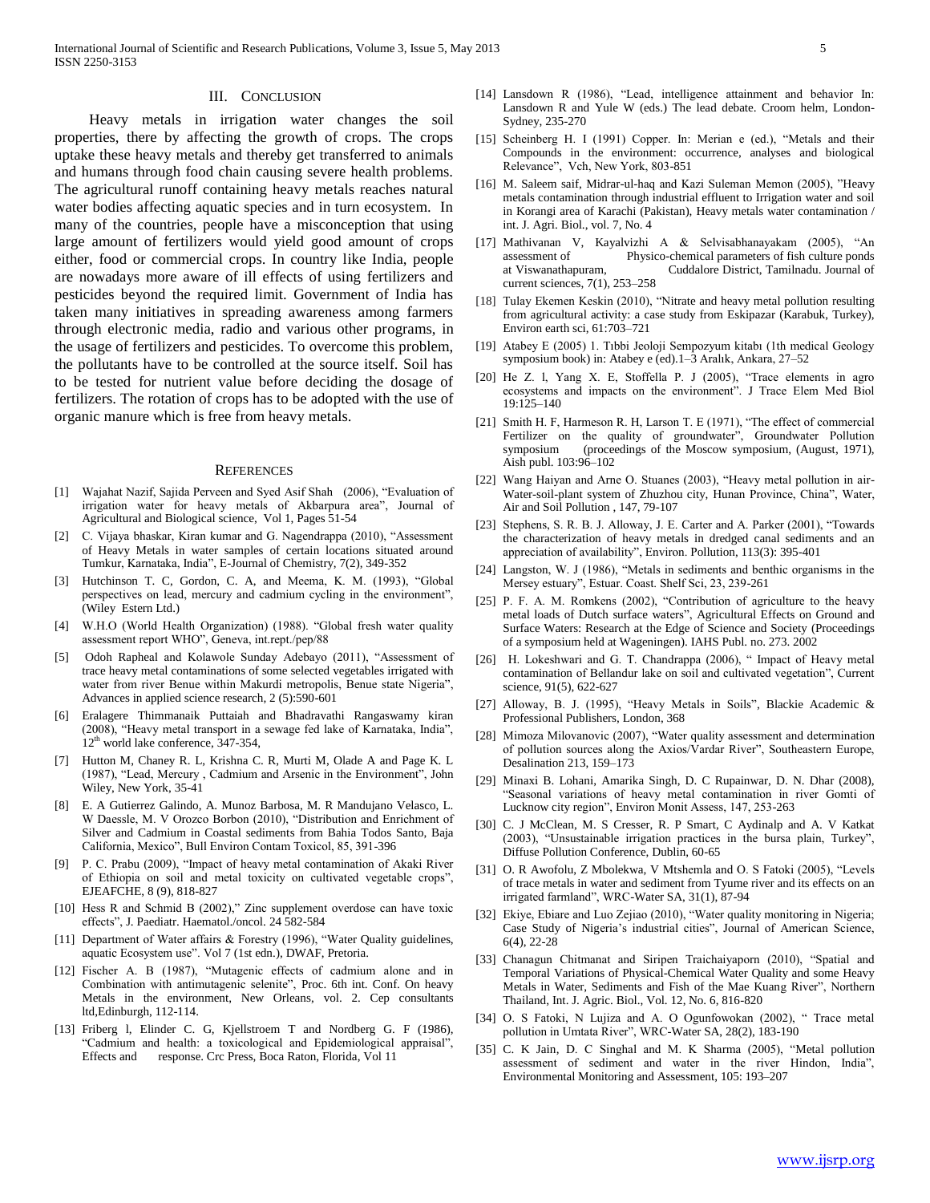## III. Conclusion

Heavy metals in irrigation water changes the soil properties, there by affecting the growth of crops. The crops uptake these heavy metals and thereby get transferred to animals and humans through food chain causing severe health problems. The agricultural runoff containing heavy metals reaches natural water bodies affecting aquatic species and in turn ecosystem. In many of the countries, people have a misconception that using large amount of fertilizers would yield good amount of crops either, food or commercial crops. In country like India, people are nowadays more aware of ill effects of using fertilizers and pesticides beyond the required limit. Government of India has taken many initiatives in spreading awareness among farmers through electronic media, radio and various other programs, in the usage of fertilizers and pesticides. To overcome this problem, the pollutants have to be controlled at the source itself. Soil has to be tested for nutrient value before deciding the dosage of fertilizers. The rotation of crops has to be adopted with the use of organic manure which is free from heavy metals.

## References

[1] Wajahat Nazif, Sajida Perveen and Syed Asif Shah (2006), "Evaluation of irrigation water for heavy metals of Akbarpura area", Journal of Agricultural and Biological science, Vol 1, Pages 51-54

[2] C. Vijaya bhaskar, Kiran kumar and G. Nagendrappa (2010), "Assessment of Heavy Metals in water samples of certain locations situated around Tumkur, Karnataka, India", E-Journal of Chemistry, 7(2), 349-352

[3] Hutchinson T. C, Gordon, C. A, and Meema, K. M. (1993), "Global perspectives on lead, mercury and cadmium cycling in the environment", (Wiley Estern Ltd.)

[4] W.H.O (World Health Organization) (1988). "Global fresh water quality assessment report WHO", Geneva, int.rept./pep/88

[5] Odoh Rapheal and Kolawole Sunday Adebayo (2011), "Assessment of trace heavy metal contaminations of some selected vegetables irrigated with water from river Benue within Makurdi metropolis, Benue state Nigeria", Advances in applied science research, 2 (5):590-601

[6] Eralagere Thimmanaik Puttaiah and Bhadravathi Rangaswamy kiran (2008), "Heavy metal transport in a sewage fed lake of Karnataka, India", 12th world lake conference, 347-354,

[7] Hutton M, Chaney R. L, Krishna C. R, Murti M, Olade A and Page K. L (1987), "Lead, Mercury , Cadmium and Arsenic in the Environment", John Wiley, New York, 35-41

[8] E. A Gutierrez Galindo, A. Munoz Barbosa, M. R Mandujano Velasco, L. W Daessle, M. V Orozco Borbon (2010), "Distribution and Enrichment of Silver and Cadmium in Coastal sediments from Bahia Todos Santo, Baja California, Mexico", Bull Environ Contam Toxicol, 85, 391-396

[9] P. C. Prabu (2009), "Impact of heavy metal contamination of Akaki River of Ethiopia on soil and metal toxicity on cultivated vegetable crops", EJEAFCHE, 8 (9), 818-827

[10] Hess R and Schmid B (2002)," Zinc supplement overdose can have toxic effects", J. Paediatr. Haematol./oncol. 24 582-584

[11] Department of Water affairs & Forestry (1996), "Water Quality guidelines, aquatic Ecosystem use". Vol 7 (1st edn.), DWAF, Pretoria.

[12] Fischer A. B (1987), "Mutagenic effects of cadmium alone and in Combination with antimutagenic selenite", Proc. 6th int. Conf. On heavy Metals in the environment, New Orleans, vol. 2. Cep consultants ltd,Edinburgh, 112-114.

[13] Friberg l, Elinder C. G, Kjellstroem T and Nordberg G. F (1986), "Cadmium and health: a toxicological and Epidemiological appraisal", Effects and response. Crc Press, Boca Raton, Florida, Vol 11

[14] Lansdown R (1986), "Lead, intelligence attainment and behavior In: Lansdown R and Yule W (eds.) The lead debate. Croom helm, London-Sydney, 235-270

[15] Scheinberg H. I (1991) Copper. In: Merian e (ed.), "Metals and their Compounds in the environment: occurrence, analyses and biological Relevance", Vch, New York, 803-851

[16] M. Saleem saif, Midrar-ul-haq and Kazi Suleman Memon (2005), "Heavy metals contamination through industrial effluent to Irrigation water and soil in Korangi area of Karachi (Pakistan), Heavy metals water contamination / int. J. Agri. Biol., vol. 7, No. 4

[17] Mathivanan V, Kayalvizhi A & Selvisabhanayakam (2005), "An assessment of Physico-chemical parameters of fish culture ponds at Viswanathapuram, Cuddalore District, Tamilnadu. Journal of current sciences, 7(1), 253–258

[18] Tulay Ekemen Keskin (2010), "Nitrate and heavy metal pollution resulting from agricultural activity: a case study from Eskipazar (Karabuk, Turkey), Environ earth sci, 61:703–721

[19] Atabey E (2005) 1. Tıbbi Jeoloji Sempozyum kitabı (1th medical Geology symposium book) in: Atabey e (ed).1–3 Aralık, Ankara, 27–52

[20] He Z. l, Yang X. E, Stoffella P. J (2005), "Trace elements in agro ecosystems and impacts on the environment". J Trace Elem Med Biol 19:125–140

[21] Smith H. F, Harmeson R. H, Larson T. E (1971), "The effect of commercial Fertilizer on the quality of groundwater", Groundwater Pollution symposium (proceedings of the Moscow symposium, (August, 1971), Aish publ. 103:96–102

[22] Wang Haiyan and Arne O. Stuanes (2003), "Heavy metal pollution in air-Water-soil-plant system of Zhuzhou city, Hunan Province, China", Water, Air and Soil Pollution , 147, 79-107

[23] Stephens, S. R. B. J. Alloway, J. E. Carter and A. Parker (2001), "Towards the characterization of heavy metals in dredged canal sediments and an appreciation of availability", Environ. Pollution, 113(3): 395-401

[24] Langston, W. J (1986), "Metals in sediments and benthic organisms in the Mersey estuary", Estuar. Coast. Shelf Sci, 23, 239-261

[25] P. F. A. M. Romkens (2002), "Contribution of agriculture to the heavy metal loads of Dutch surface waters", Agricultural Effects on Ground and Surface Waters: Research at the Edge of Science and Society (Proceedings of a symposium held at Wageningen). IAHS Publ. no. 273. 2002

[26] H. Lokeshwari and G. T. Chandrappa (2006), " Impact of Heavy metal contamination of Bellandur lake on soil and cultivated vegetation", Current science, 91(5), 622-627

[27] Alloway, B. J. (1995), "Heavy Metals in Soils", Blackie Academic & Professional Publishers, London, 368

[28] Mimoza Milovanovic (2007), "Water quality assessment and determination of pollution sources along the Axios/Vardar River", Southeastern Europe, Desalination 213, 159–173

[29] Minaxi B. Lohani, Amarika Singh, D. C Rupainwar, D. N. Dhar (2008), "Seasonal variations of heavy metal contamination in river Gomti of Lucknow city region", Environ Monit Assess, 147, 253-263

[30] C. J McClean, M. S Cresser, R. P Smart, C Aydinalp and A. V Katkat (2003), "Unsustainable irrigation practices in the bursa plain, Turkey", Diffuse Pollution Conference, Dublin, 60-65

[31] O. R Awofolu, Z Mbolekwa, V Mtshemla and O. S Fatoki (2005), "Levels of trace metals in water and sediment from Tyume river and its effects on an irrigated farmland", WRC-Water SA, 31(1), 87-94

[32] Ekiye, Ebiare and Luo Zejiao (2010), "Water quality monitoring in Nigeria; Case Study of Nigeria's industrial cities", Journal of American Science, 6(4), 22-28

[33] Chanagun Chitmanat and Siripen Traichaiyaporn (2010), "Spatial and Temporal Variations of Physical-Chemical Water Quality and some Heavy Metals in Water, Sediments and Fish of the Mae Kuang River", Northern Thailand, Int. J. Agric. Biol., Vol. 12, No. 6, 816-820

[34] O. S Fatoki, N Lujiza and A. O Ogunfowokan (2002), " Trace metal pollution in Umtata River", WRC-Water SA, 28(2), 183-190

[35] C. K Jain, D. C Singhal and M. K Sharma (2005), "Metal pollution assessment of sediment and water in the river Hindon, India", Environmental Monitoring and Assessment, 105: 193–207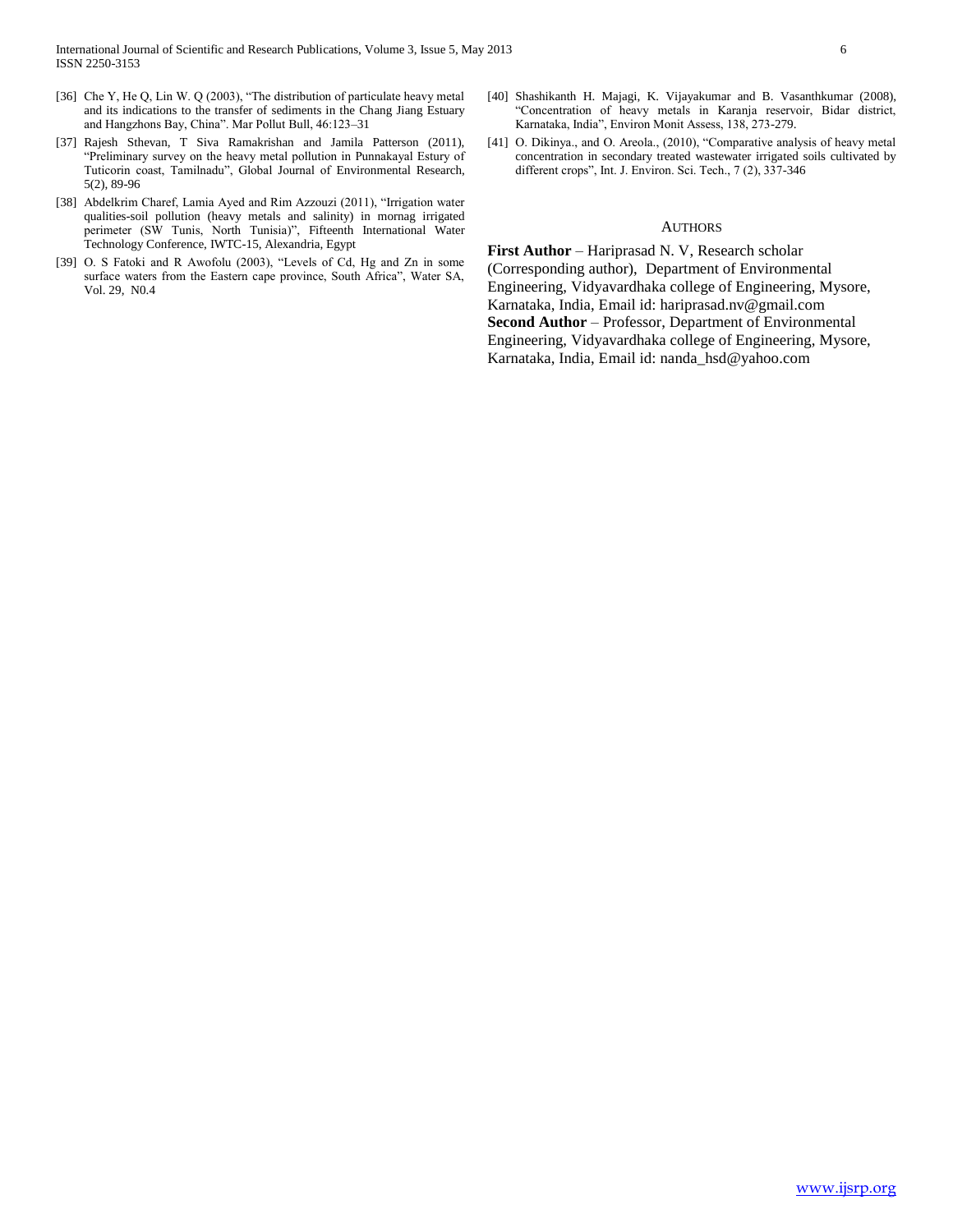[36] Che Y, He Q, Lin W. Q (2003), "The distribution of particulate heavy metal and its indications to the transfer of sediments in the Chang Jiang Estuary and Hangzhons Bay, China". Mar Pollut Bull, 46:123–31

[37] Rajesh Sthevan, T Siva Ramakrishan and Jamila Patterson (2011), "Preliminary survey on the heavy metal pollution in Punnakayal Estury of Tuticorin coast, Tamilnadu", Global Journal of Environmental Research, 5(2), 89-96

[38] Abdelkrim Charef, Lamia Ayed and Rim Azzouzi (2011), "Irrigation water qualities-soil pollution (heavy metals and salinity) in mornag irrigated perimeter (SW Tunis, North Tunisia)", Fifteenth International Water Technology Conference, IWTC-15, Alexandria, Egypt

[39] O. S Fatoki and R Awofolu (2003), "Levels of Cd, Hg and Zn in some surface waters from the Eastern cape province, South Africa", Water SA, Vol. 29, N0.4

[40] Shashikanth H. Majagi, K. Vijayakumar and B. Vasanthkumar (2008), "Concentration of heavy metals in Karanja reservoir, Bidar district, Karnataka, India", Environ Monit Assess, 138, 273-279.

[41] O. Dikinya., and O. Areola., (2010), "Comparative analysis of heavy metal concentration in secondary treated wastewater irrigated soils cultivated by different crops", Int. J. Environ. Sci. Tech., 7 (2), 337-346

## AUTHORS

**First Author** – Hariprasad N. V, Research scholar (Corresponding author), Department of Environmental Engineering, Vidyavardhaka college of Engineering, Mysore, Karnataka, India, Email id: hariprasad.nv@gmail.com

**Second Author** – Professor, Department of Environmental Engineering, Vidyavardhaka college of Engineering, Mysore, Karnataka, India, Email id: nanda_hsd@yahoo.com